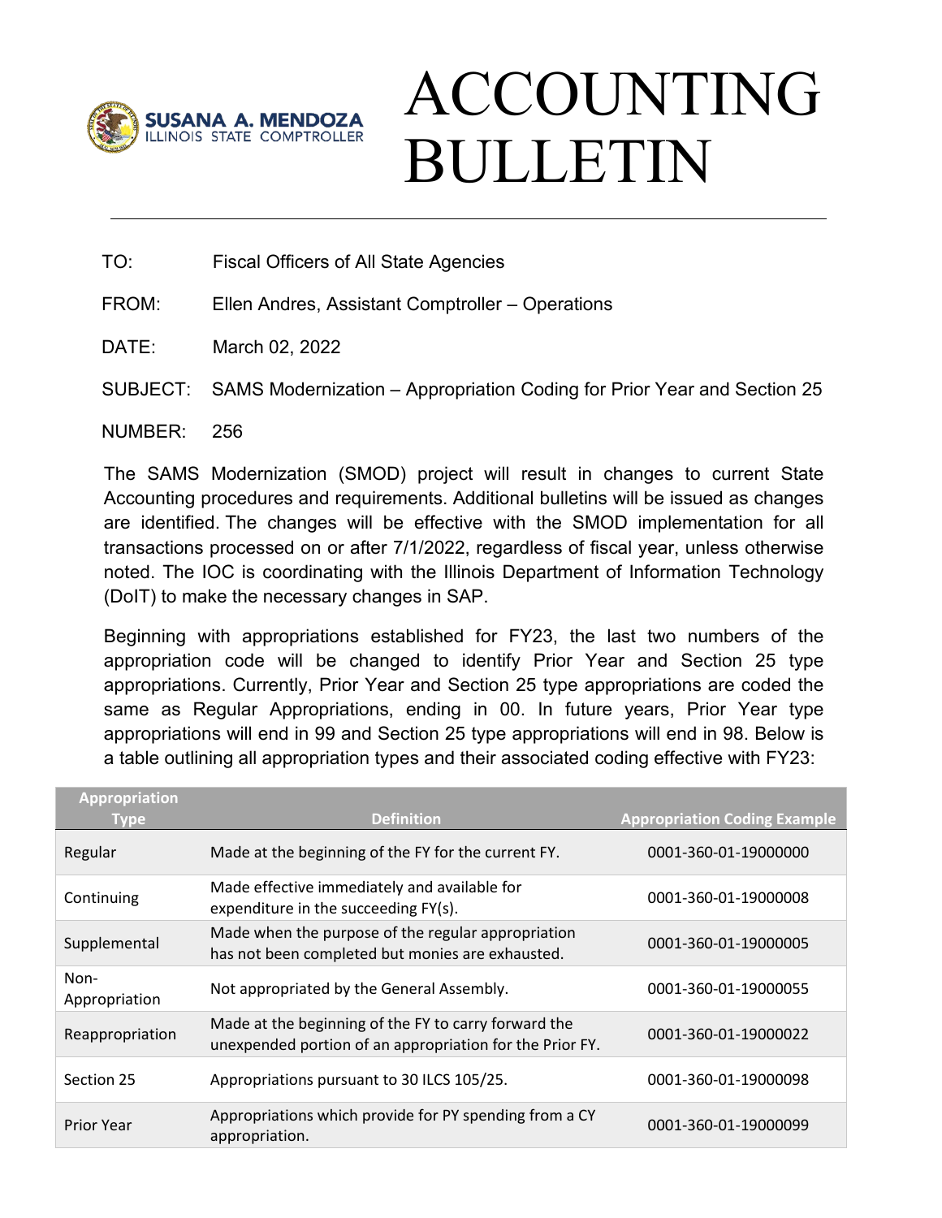SUSANA A. MENDOZA
ILLINOIS STATE COMPTROLLER

# ACCOUNTING BULLETIN

TO: Fiscal Officers of All State Agencies

FROM: Ellen Andres, Assistant Comptroller – Operations

DATE: March 02, 2022

SUBJECT: SAMS Modernization – Appropriation Coding for Prior Year and Section 25

NUMBER: 256

The SAMS Modernization (SMOD) project will result in changes to current State Accounting procedures and requirements. Additional bulletins will be issued as changes are identified. The changes will be effective with the SMOD implementation for all transactions processed on or after 7/1/2022, regardless of fiscal year, unless otherwise noted. The IOC is coordinating with the Illinois Department of Information Technology (DoIT) to make the necessary changes in SAP.

Beginning with appropriations established for FY23, the last two numbers of the appropriation code will be changed to identify Prior Year and Section 25 type appropriations. Currently, Prior Year and Section 25 type appropriations are coded the same as Regular Appropriations, ending in 00. In future years, Prior Year type appropriations will end in 99 and Section 25 type appropriations will end in 98. Below is a table outlining all appropriation types and their associated coding effective with FY23:

| Appropriation Type | Definition | Appropriation Coding Example |
|---|---|---|
| Regular | Made at the beginning of the FY for the current FY. | 0001-360-01-19000000 |
| Continuing | Made effective immediately and available for expenditure in the succeeding FY(s). | 0001-360-01-19000008 |
| Supplemental | Made when the purpose of the regular appropriation has not been completed but monies are exhausted. | 0001-360-01-19000005 |
| Non-Appropriation | Not appropriated by the General Assembly. | 0001-360-01-19000055 |
| Reappropriation | Made at the beginning of the FY to carry forward the unexpended portion of an appropriation for the Prior FY. | 0001-360-01-19000022 |
| Section 25 | Appropriations pursuant to 30 ILCS 105/25. | 0001-360-01-19000098 |
| Prior Year | Appropriations which provide for PY spending from a CY appropriation. | 0001-360-01-19000099 |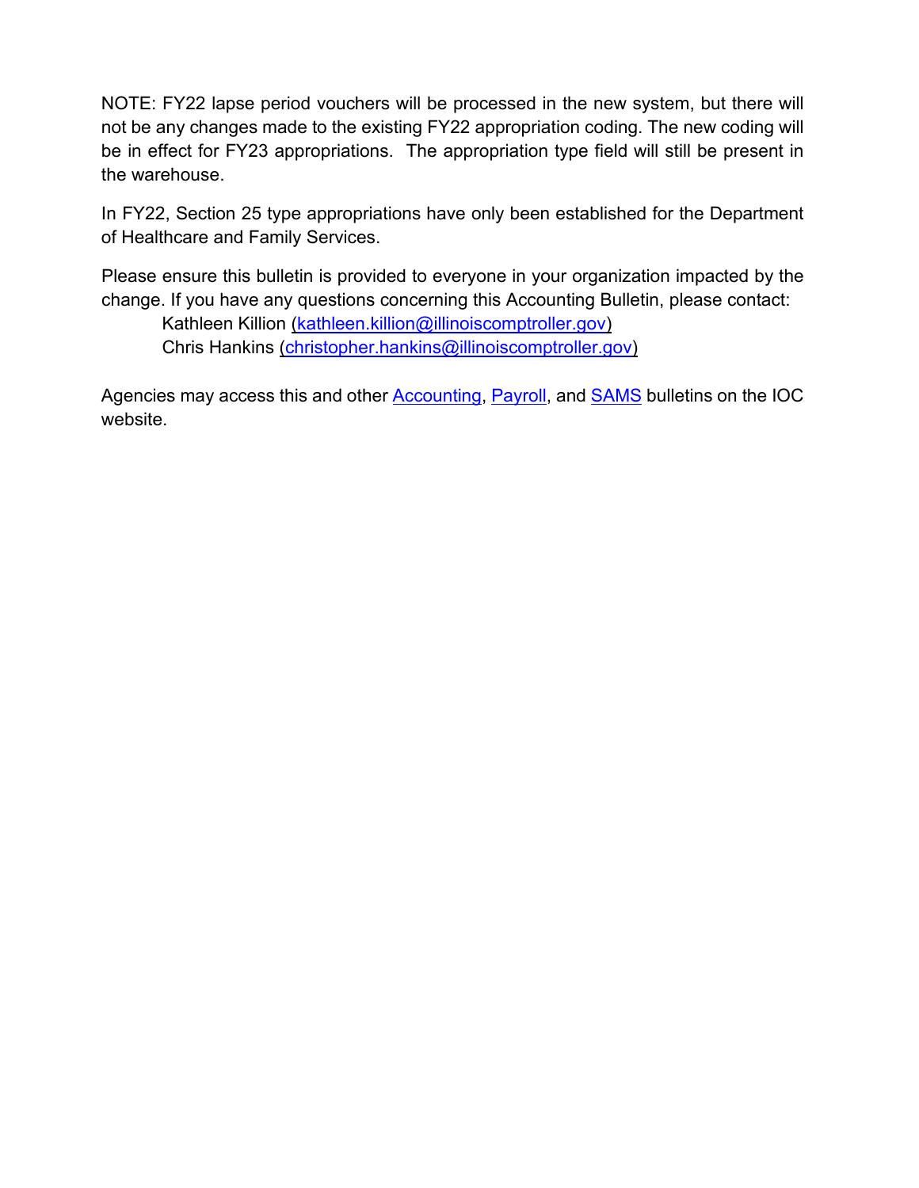NOTE: FY22 lapse period vouchers will be processed in the new system, but there will not be any changes made to the existing FY22 appropriation coding. The new coding will be in effect for FY23 appropriations. The appropriation type field will still be present in the warehouse.

In FY22, Section 25 type appropriations have only been established for the Department of Healthcare and Family Services.

Please ensure this bulletin is provided to everyone in your organization impacted by the change. If you have any questions concerning this Accounting Bulletin, please contact:

Kathleen Killion (kathleen.killion@illinoiscomptroller.gov)
Chris Hankins (christopher.hankins@illinoiscomptroller.gov)

Agencies may access this and other Accounting, Payroll, and SAMS bulletins on the IOC website.